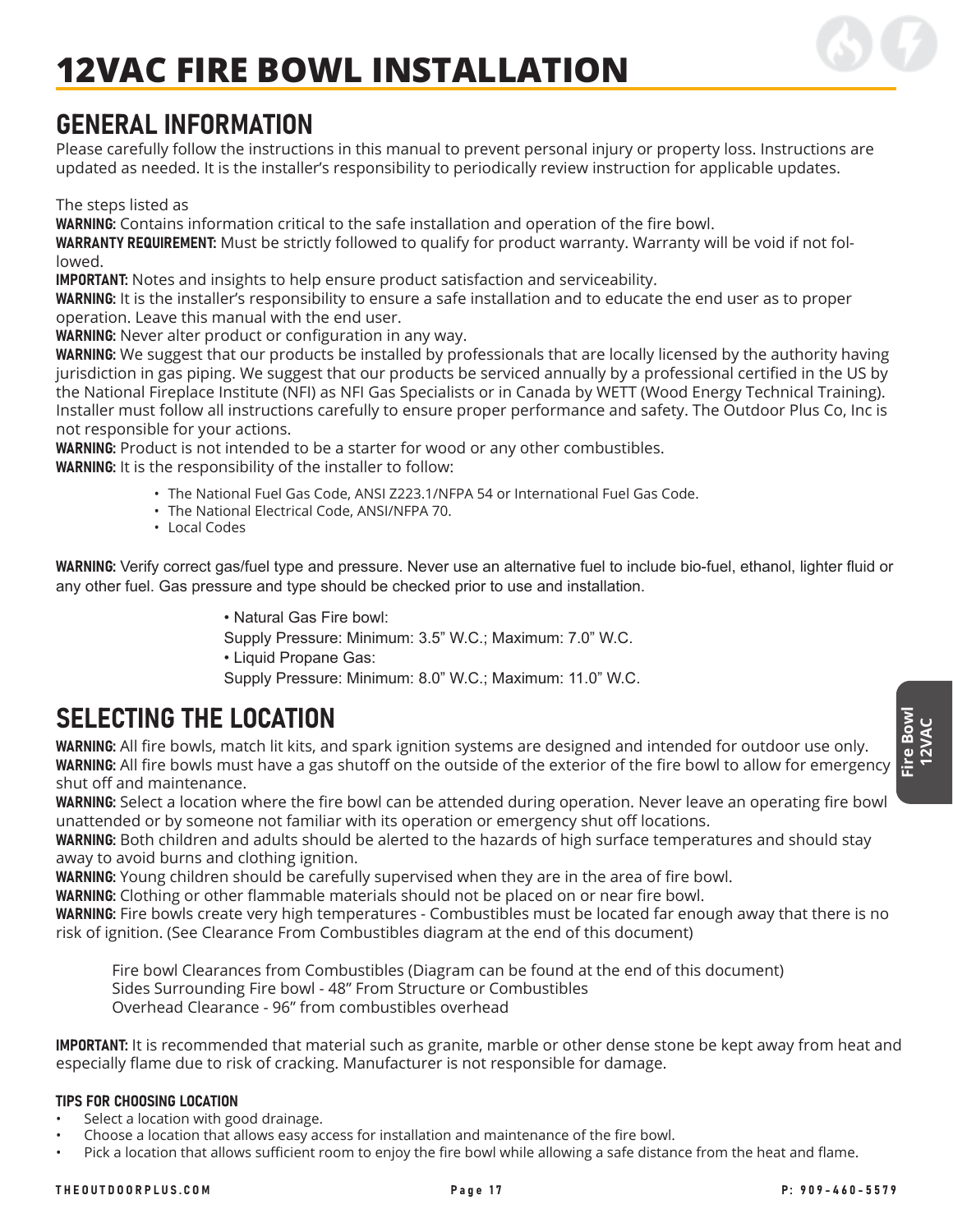# 12VAC FIRE BOWL INSTALLATION

## GENERAL INFORMATION

Please carefully follow the instructions in this manual to prevent personal injury or property loss. Instructions are updated as needed. It is the installer's responsibility to periodically review instruction for applicable updates.

The steps listed as

**WARNING:** Contains information critical to the safe installation and operation of the fire bowl.

**WARRANTY REQUIREMENT:** Must be strictly followed to qualify for product warranty. Warranty will be void if not followed.

**IMPORTANT:** Notes and insights to help ensure product satisfaction and serviceability.

**WARNING:** It is the installer's responsibility to ensure a safe installation and to educate the end user as to proper operation. Leave this manual with the end user.

**WARNING:** Never alter product or configuration in any way.

**WARNING:** We suggest that our products be installed by professionals that are locally licensed by the authority having jurisdiction in gas piping. We suggest that our products be serviced annually by a professional certified in the US by the National Fireplace Institute (NFI) as NFI Gas Specialists or in Canada by WETT (Wood Energy Technical Training). Installer must follow all instructions carefully to ensure proper performance and safety. The Outdoor Plus Co, Inc is not responsible for your actions.

**WARNING:** Product is not intended to be a starter for wood or any other combustibles.

**WARNING:** It is the responsibility of the installer to follow:

- The National Fuel Gas Code, ANSI Z223.1/NFPA 54 or International Fuel Gas Code.
- The National Electrical Code, ANSI/NFPA 70.
- Local Codes

**WARNING:** Verify correct gas/fuel type and pressure. Never use an alternative fuel to include bio-fuel, ethanol, lighter fluid or any other fuel. Gas pressure and type should be checked prior to use and installation.

- Natural Gas Fire bowl:
  Supply Pressure: Minimum: 3.5" W.C.; Maximum: 7.0" W.C.
- Liquid Propane Gas:
  Supply Pressure: Minimum: 8.0" W.C.; Maximum: 11.0" W.C.

## SELECTING THE LOCATION

**WARNING:** All fire bowls, match lit kits, and spark ignition systems are designed and intended for outdoor use only.

**WARNING:** All fire bowls must have a gas shutoff on the outside of the exterior of the fire bowl to allow for emergency shut off and maintenance.

**WARNING:** Select a location where the fire bowl can be attended during operation. Never leave an operating fire bowl unattended or by someone not familiar with its operation or emergency shut off locations.

**WARNING:** Both children and adults should be alerted to the hazards of high surface temperatures and should stay away to avoid burns and clothing ignition.

**WARNING:** Young children should be carefully supervised when they are in the area of fire bowl.

**WARNING:** Clothing or other flammable materials should not be placed on or near fire bowl.

**WARNING:** Fire bowls create very high temperatures - Combustibles must be located far enough away that there is no risk of ignition. (See Clearance From Combustibles diagram at the end of this document)

Fire bowl Clearances from Combustibles (Diagram can be found at the end of this document)
Sides Surrounding Fire bowl - 48" From Structure or Combustibles
Overhead Clearance - 96" from combustibles overhead

**IMPORTANT:** It is recommended that material such as granite, marble or other dense stone be kept away from heat and especially flame due to risk of cracking. Manufacturer is not responsible for damage.

#### TIPS FOR CHOOSING LOCATION

- Select a location with good drainage.
- Choose a location that allows easy access for installation and maintenance of the fire bowl.
- Pick a location that allows sufficient room to enjoy the fire bowl while allowing a safe distance from the heat and flame.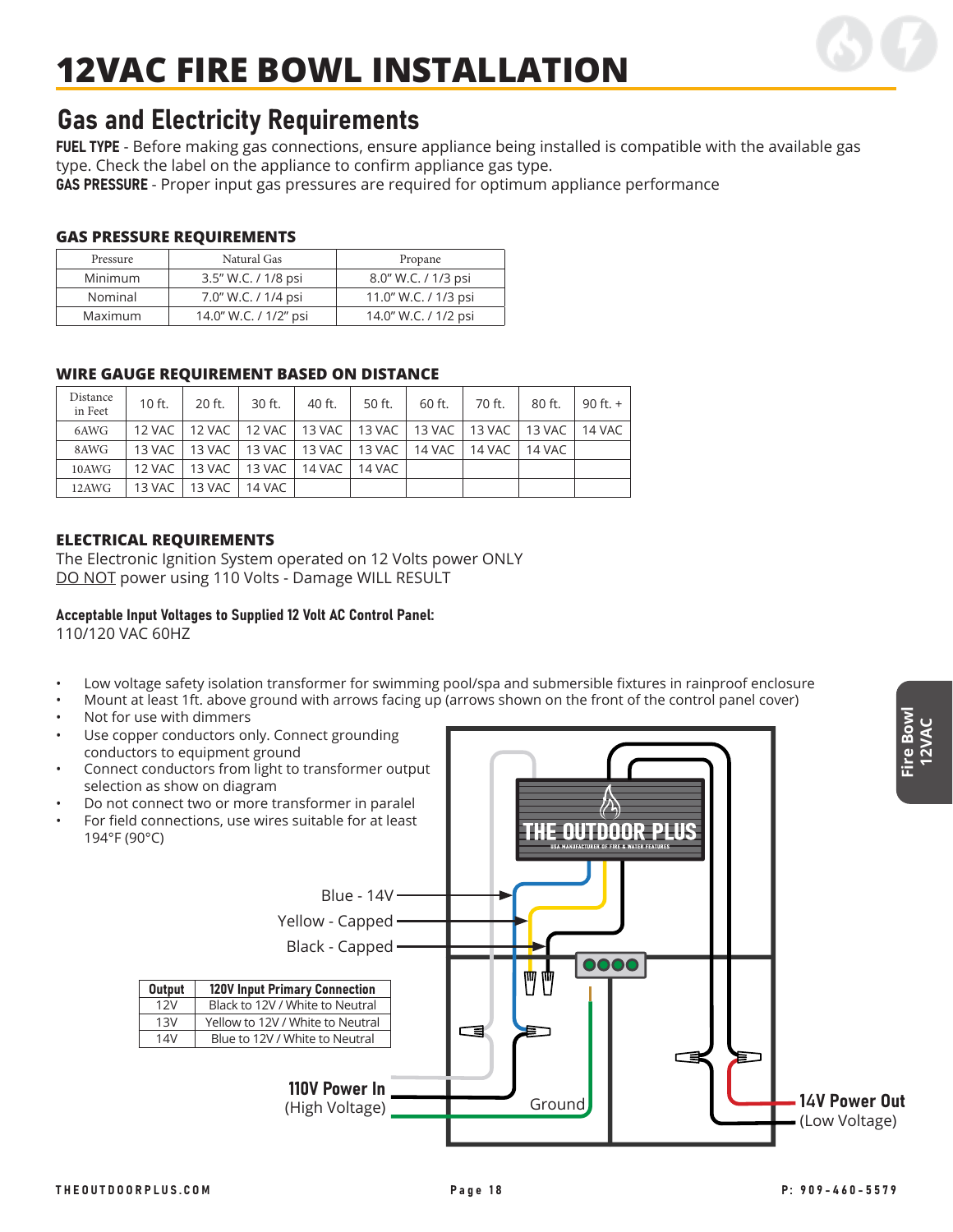# 12VAC FIRE BOWL INSTALLATION

## Gas and Electricity Requirements

**FUEL TYPE** - Before making gas connections, ensure appliance being installed is compatible with the available gas type. Check the label on the appliance to confirm appliance gas type.
**GAS PRESSURE** - Proper input gas pressures are required for optimum appliance performance

### GAS PRESSURE REQUIREMENTS

| Pressure | Natural Gas | Propane |
|---|---|---|
| Minimum | 3.5" W.C. / 1/8 psi | 8.0" W.C. / 1/3 psi |
| Nominal | 7.0" W.C. / 1/4 psi | 11.0" W.C. / 1/3 psi |
| Maximum | 14.0" W.C. / 1/2" psi | 14.0" W.C. / 1/2 psi |

### WIRE GAUGE REQUIREMENT BASED ON DISTANCE

| Distance in Feet | 10 ft. | 20 ft. | 30 ft. | 40 ft. | 50 ft. | 60 ft. | 70 ft. | 80 ft. | 90 ft. + |
|---|---|---|---|---|---|---|---|---|---|
| 6AWG | 12 VAC | 12 VAC | 12 VAC | 13 VAC | 13 VAC | 13 VAC | 13 VAC | 13 VAC | 14 VAC |
| 8AWG | 13 VAC | 13 VAC | 13 VAC | 13 VAC | 13 VAC | 14 VAC | 14 VAC | 14 VAC | |
| 10AWG | 12 VAC | 13 VAC | 13 VAC | 14 VAC | 14 VAC | | | | |
| 12AWG | 13 VAC | 13 VAC | 14 VAC | | | | | | |

### ELECTRICAL REQUIREMENTS

The Electronic Ignition System operated on 12 Volts power ONLY
DO NOT power using 110 Volts - Damage WILL RESULT

**Acceptable Input Voltages to Supplied 12 Volt AC Control Panel:**
110/120 VAC 60HZ

- Low voltage safety isolation transformer for swimming pool/spa and submersible fixtures in rainproof enclosure
- Mount at least 1ft. above ground with arrows facing up (arrows shown on the front of the control panel cover)
- Not for use with dimmers
- Use copper conductors only. Connect grounding conductors to equipment ground
- Connect conductors from light to transformer output selection as show on diagram
- Do not connect two or more transformer in paralel
- For field connections, use wires suitable for at least 194°F (90°C)

Blue - 14V
Yellow - Capped
Black - Capped

| Output | 120V Input Primary Connection |
|---|---|
| 12V | Black to 12V / White to Neutral |
| 13V | Yellow to 12V / White to Neutral |
| 14V | Blue to 12V / White to Neutral |

**110V Power In** (High Voltage)

Ground

**14V Power Out** (Low Voltage)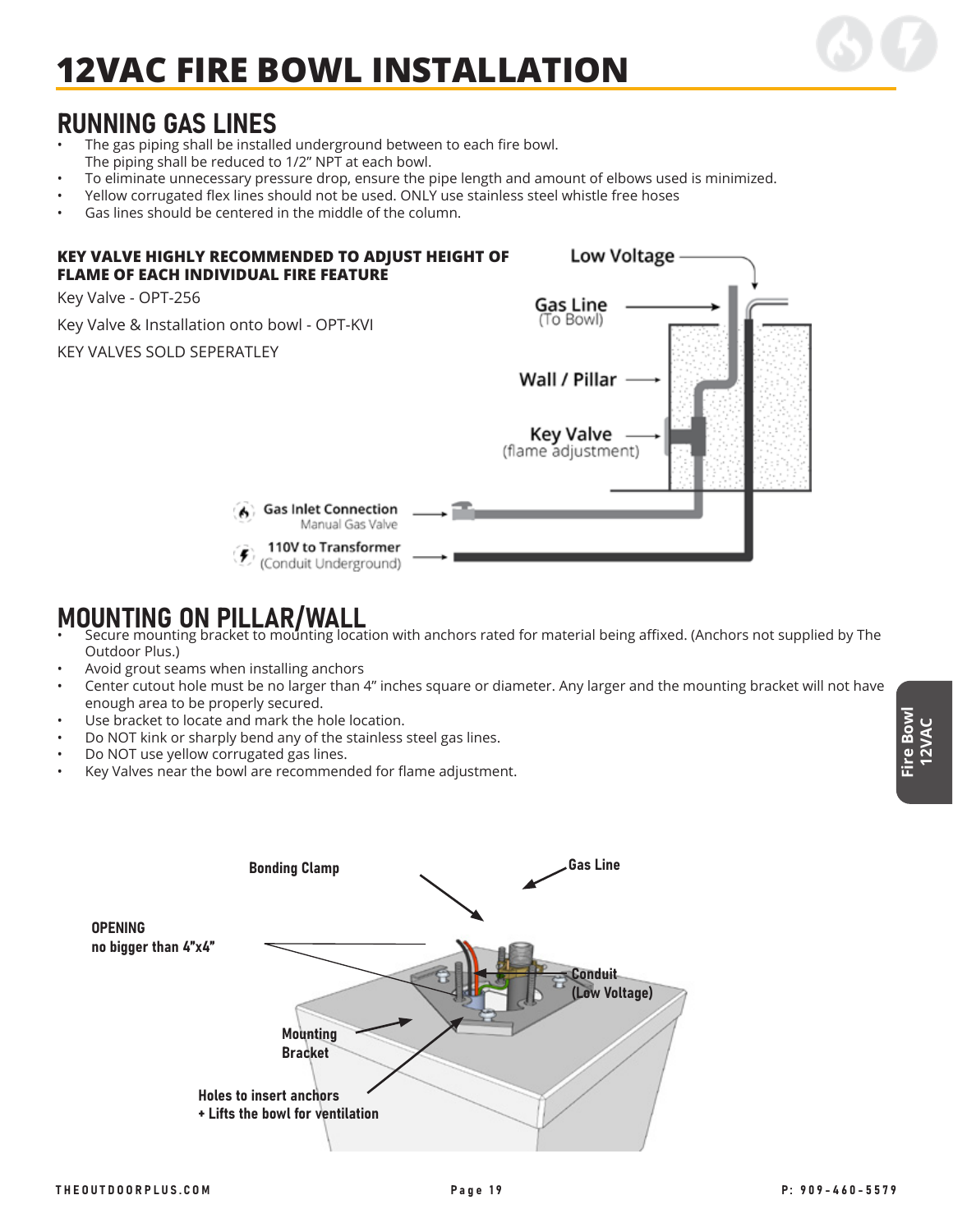# 12VAC FIRE BOWL INSTALLATION

## RUNNING GAS LINES

- The gas piping shall be installed underground between to each fire bowl. The piping shall be reduced to 1/2" NPT at each bowl.
- To eliminate unnecessary pressure drop, ensure the pipe length and amount of elbows used is minimized.
- Yellow corrugated flex lines should not be used. ONLY use stainless steel whistle free hoses
- Gas lines should be centered in the middle of the column.

**KEY VALVE HIGHLY RECOMMENDED TO ADJUST HEIGHT OF FLAME OF EACH INDIVIDUAL FIRE FEATURE**

Key Valve - OPT-256

Key Valve & Installation onto bowl - OPT-KVI

KEY VALVES SOLD SEPERATLEY

Low Voltage

Gas Line (To Bowl)

Wall / Pillar

Key Valve (flame adjustment)

Gas Inlet Connection Manual Gas Valve

110V to Transformer (Conduit Underground)

## MOUNTING ON PILLAR/WALL

- Secure mounting bracket to mounting location with anchors rated for material being affixed. (Anchors not supplied by The Outdoor Plus.)
- Avoid grout seams when installing anchors
- Center cutout hole must be no larger than 4" inches square or diameter. Any larger and the mounting bracket will not have enough area to be properly secured.
- Use bracket to locate and mark the hole location.
- Do NOT kink or sharply bend any of the stainless steel gas lines.
- Do NOT use yellow corrugated gas lines.
- Key Valves near the bowl are recommended for flame adjustment.

Bonding Clamp

Gas Line

OPENING no bigger than 4"x4"

Conduit (Low Voltage)

Mounting Bracket

Holes to insert anchors + Lifts the bowl for ventilation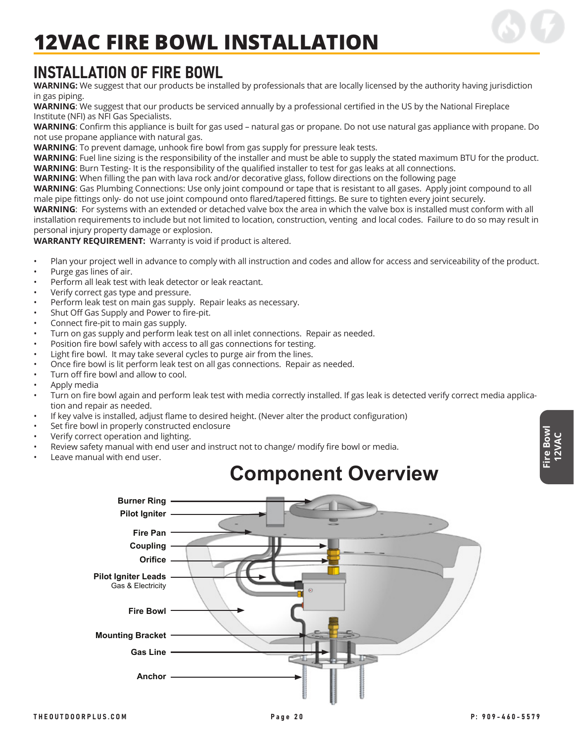# 12VAC FIRE BOWL INSTALLATION

## INSTALLATION OF FIRE BOWL

**WARNING:** We suggest that our products be installed by professionals that are locally licensed by the authority having jurisdiction in gas piping.

**WARNING**: We suggest that our products be serviced annually by a professional certified in the US by the National Fireplace Institute (NFI) as NFI Gas Specialists.

**WARNING**: Confirm this appliance is built for gas used – natural gas or propane. Do not use natural gas appliance with propane. Do not use propane appliance with natural gas.

**WARNING**: To prevent damage, unhook fire bowl from gas supply for pressure leak tests.

**WARNING**: Fuel line sizing is the responsibility of the installer and must be able to supply the stated maximum BTU for the product.

**WARNING**: Burn Testing- It is the responsibility of the qualified installer to test for gas leaks at all connections.

**WARNING**: When filling the pan with lava rock and/or decorative glass, follow directions on the following page

**WARNING**: Gas Plumbing Connections: Use only joint compound or tape that is resistant to all gases. Apply joint compound to all male pipe fittings only- do not use joint compound onto flared/tapered fittings. Be sure to tighten every joint securely.

**WARNING**: For systems with an extended or detached valve box the area in which the valve box is installed must conform with all installation requirements to include but not limited to location, construction, venting and local codes. Failure to do so may result in personal injury property damage or explosion.

**WARRANTY REQUIREMENT:** Warranty is void if product is altered.

- Plan your project well in advance to comply with all instruction and codes and allow for access and serviceability of the product.
- Purge gas lines of air.
- Perform all leak test with leak detector or leak reactant.
- Verify correct gas type and pressure.
- Perform leak test on main gas supply. Repair leaks as necessary.
- Shut Off Gas Supply and Power to fire-pit.
- Connect fire-pit to main gas supply.
- Turn on gas supply and perform leak test on all inlet connections. Repair as needed.
- Position fire bowl safely with access to all gas connections for testing.
- Light fire bowl. It may take several cycles to purge air from the lines.
- Once fire bowl is lit perform leak test on all gas connections. Repair as needed.
- Turn off fire bowl and allow to cool.
- Apply media
- Turn on fire bowl again and perform leak test with media correctly installed. If gas leak is detected verify correct media application and repair as needed.
- If key valve is installed, adjust flame to desired height. (Never alter the product configuration)
- Set fire bowl in properly constructed enclosure
- Verify correct operation and lighting.
- Review safety manual with end user and instruct not to change/ modify fire bowl or media.
- Leave manual with end user.

## Component Overview

- Burner Ring
- Pilot Igniter
- Fire Pan
- Coupling
- Orifice
- Pilot Igniter Leads
  Gas & Electricity
- Fire Bowl
- Mounting Bracket
- Gas Line
- Anchor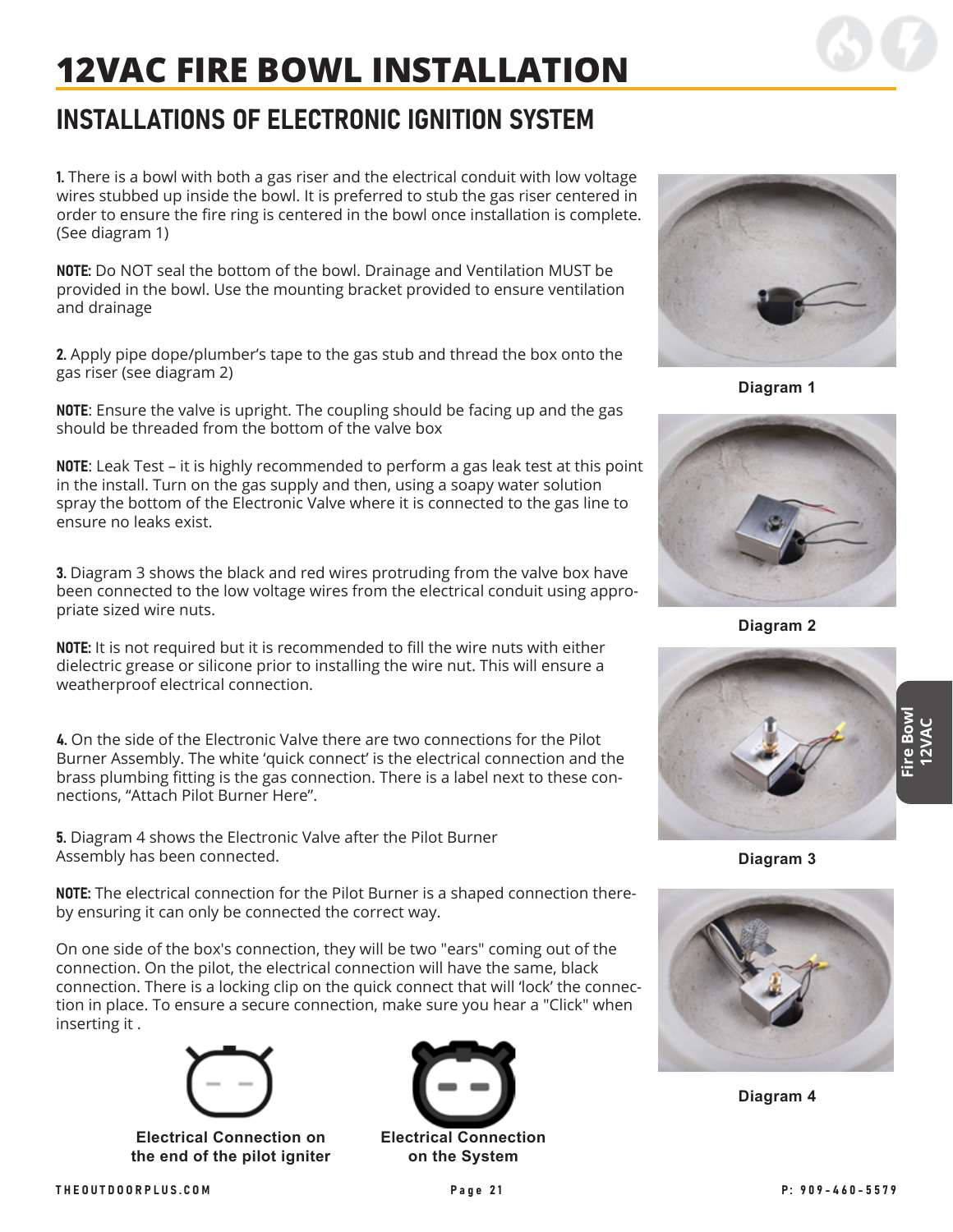# 12VAC FIRE BOWL INSTALLATION

## INSTALLATIONS OF ELECTRONIC IGNITION SYSTEM

**1.** There is a bowl with both a gas riser and the electrical conduit with low voltage wires stubbed up inside the bowl. It is preferred to stub the gas riser centered in order to ensure the fire ring is centered in the bowl once installation is complete. (See diagram 1)

**NOTE:** Do NOT seal the bottom of the bowl. Drainage and Ventilation MUST be provided in the bowl. Use the mounting bracket provided to ensure ventilation and drainage

**2.** Apply pipe dope/plumber's tape to the gas stub and thread the box onto the gas riser (see diagram 2)

**NOTE**: Ensure the valve is upright. The coupling should be facing up and the gas should be threaded from the bottom of the valve box

**NOTE**: Leak Test – it is highly recommended to perform a gas leak test at this point in the install. Turn on the gas supply and then, using a soapy water solution spray the bottom of the Electronic Valve where it is connected to the gas line to ensure no leaks exist.

**3.** Diagram 3 shows the black and red wires protruding from the valve box have been connected to the low voltage wires from the electrical conduit using appropriate sized wire nuts.

**NOTE:** It is not required but it is recommended to fill the wire nuts with either dielectric grease or silicone prior to installing the wire nut. This will ensure a weatherproof electrical connection.

**4.** On the side of the Electronic Valve there are two connections for the Pilot Burner Assembly. The white 'quick connect' is the electrical connection and the brass plumbing fitting is the gas connection. There is a label next to these connections, "Attach Pilot Burner Here".

**5.** Diagram 4 shows the Electronic Valve after the Pilot Burner Assembly has been connected.

**NOTE:** The electrical connection for the Pilot Burner is a shaped connection thereby ensuring it can only be connected the correct way.

On one side of the box's connection, they will be two "ears" coming out of the connection. On the pilot, the electrical connection will have the same, black connection. There is a locking clip on the quick connect that will 'lock' the connection in place. To ensure a secure connection, make sure you hear a "Click" when inserting it .

**Electrical Connection on the end of the pilot igniter**

**Electrical Connection on the System**

**Diagram 1**

**Diagram 2**

**Diagram 3**

**Diagram 4**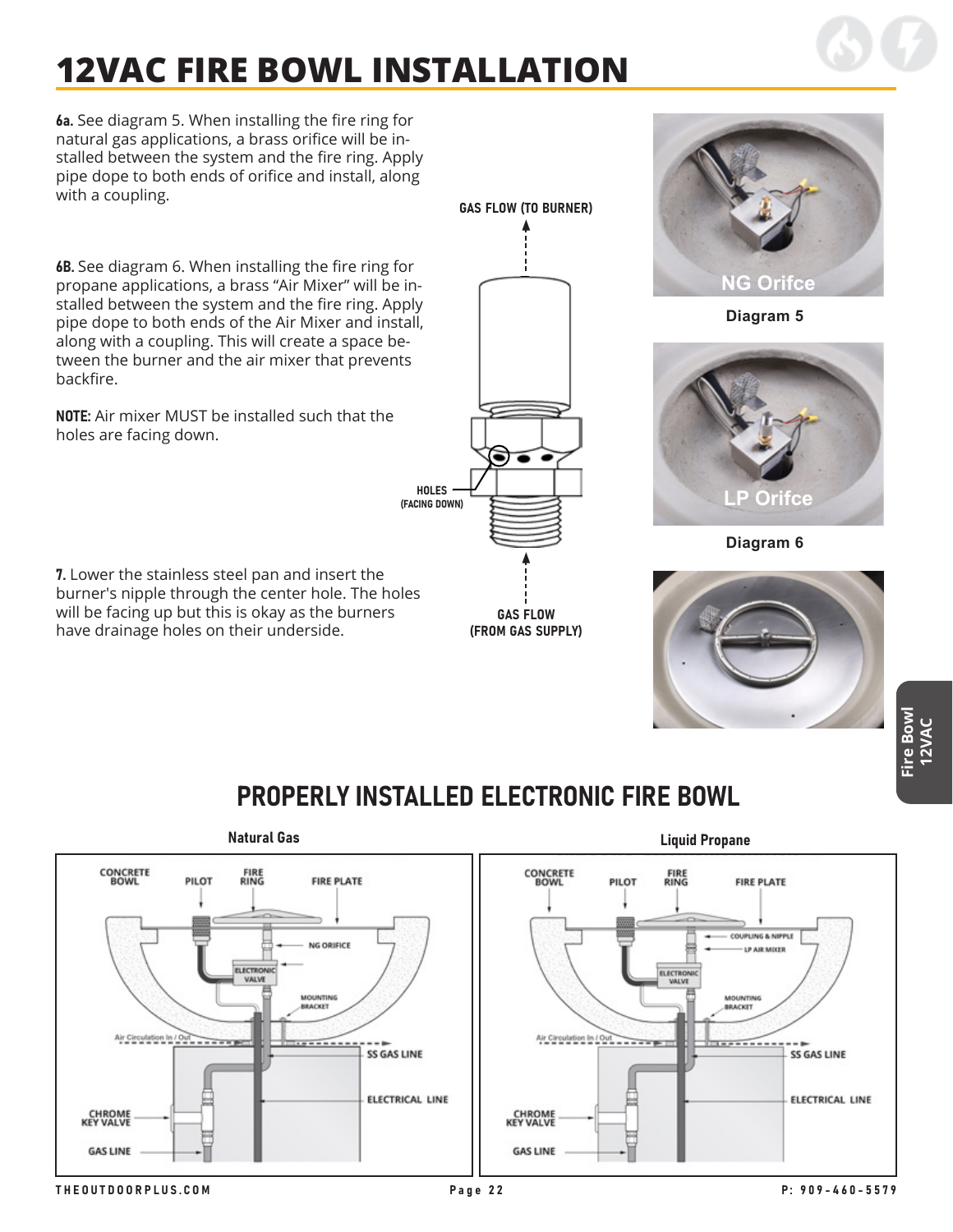# 12VAC FIRE BOWL INSTALLATION

**6a.** See diagram 5. When installing the fire ring for natural gas applications, a brass orifice will be installed between the system and the fire ring. Apply pipe dope to both ends of orifice and install, along with a coupling.

**6B.** See diagram 6. When installing the fire ring for propane applications, a brass "Air Mixer" will be installed between the system and the fire ring. Apply pipe dope to both ends of the Air Mixer and install, along with a coupling. This will create a space between the burner and the air mixer that prevents backfire.

**NOTE:** Air mixer MUST be installed such that the holes are facing down.

**7.** Lower the stainless steel pan and insert the burner's nipple through the center hole. The holes will be facing up but this is okay as the burners have drainage holes on their underside.

GAS FLOW (TO BURNER)

HOLES (FACING DOWN)

GAS FLOW (FROM GAS SUPPLY)

NG Orifce

Diagram 5

LP Orifce

Diagram 6

## PROPERLY INSTALLED ELECTRONIC FIRE BOWL

**Natural Gas**

CONCRETE BOWL, PILOT, FIRE RING, FIRE PLATE, NG ORIFICE, ELECTRONIC VALVE, MOUNTING BRACKET, Air Circulation In / Out, SS GAS LINE, ELECTRICAL LINE, CHROME KEY VALVE, GAS LINE

**Liquid Propane**

CONCRETE BOWL, PILOT, FIRE RING, FIRE PLATE, COUPLING & NIPPLE, LP AIR MIXER, ELECTRONIC VALVE, MOUNTING BRACKET, Air Circulation In / Out, SS GAS LINE, ELECTRICAL LINE, CHROME KEY VALVE, GAS LINE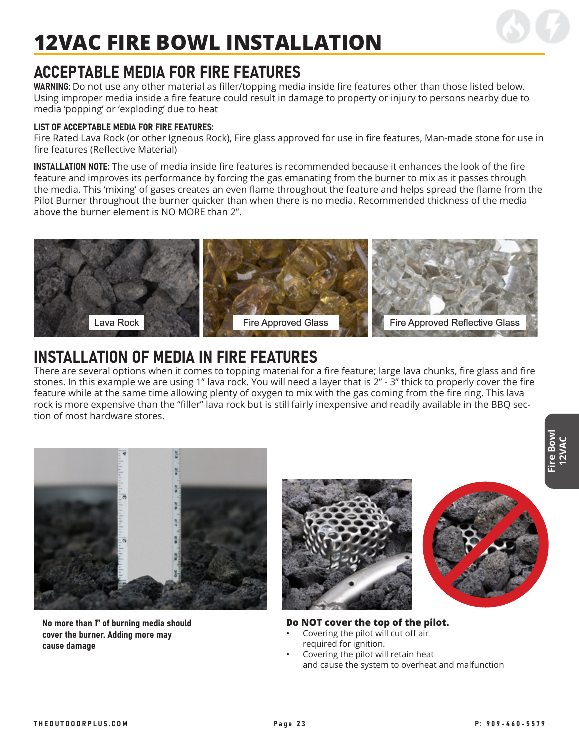# 12VAC FIRE BOWL INSTALLATION

## ACCEPTABLE MEDIA FOR FIRE FEATURES

**WARNING:** Do not use any other material as filler/topping media inside fire features other than those listed below. Using improper media inside a fire feature could result in damage to property or injury to persons nearby due to media 'popping' or 'exploding' due to heat

**LIST OF ACCEPTABLE MEDIA FOR FIRE FEATURES:**
Fire Rated Lava Rock (or other Igneous Rock), Fire glass approved for use in fire features, Man-made stone for use in fire features (Reflective Material)

**INSTALLATION NOTE:** The use of media inside fire features is recommended because it enhances the look of the fire feature and improves its performance by forcing the gas emanating from the burner to mix as it passes through the media. This 'mixing' of gases creates an even flame throughout the feature and helps spread the flame from the Pilot Burner throughout the burner quicker than when there is no media. Recommended thickness of the media above the burner element is NO MORE than 2".

Lava Rock

Fire Approved Glass

Fire Approved Reflective Glass

## INSTALLATION OF MEDIA IN FIRE FEATURES

There are several options when it comes to topping material for a fire feature; large lava chunks, fire glass and fire stones. In this example we are using 1" lava rock. You will need a layer that is 2" - 3" thick to properly cover the fire feature while at the same time allowing plenty of oxygen to mix with the gas coming from the fire ring. This lava rock is more expensive than the "filler" lava rock but is still fairly inexpensive and readily available in the BBQ section of most hardware stores.

**No more than 1" of burning media should cover the burner. Adding more may cause damage**

**Do NOT cover the top of the pilot.**

- Covering the pilot will cut off air required for ignition.
- Covering the pilot will retain heat and cause the system to overheat and malfunction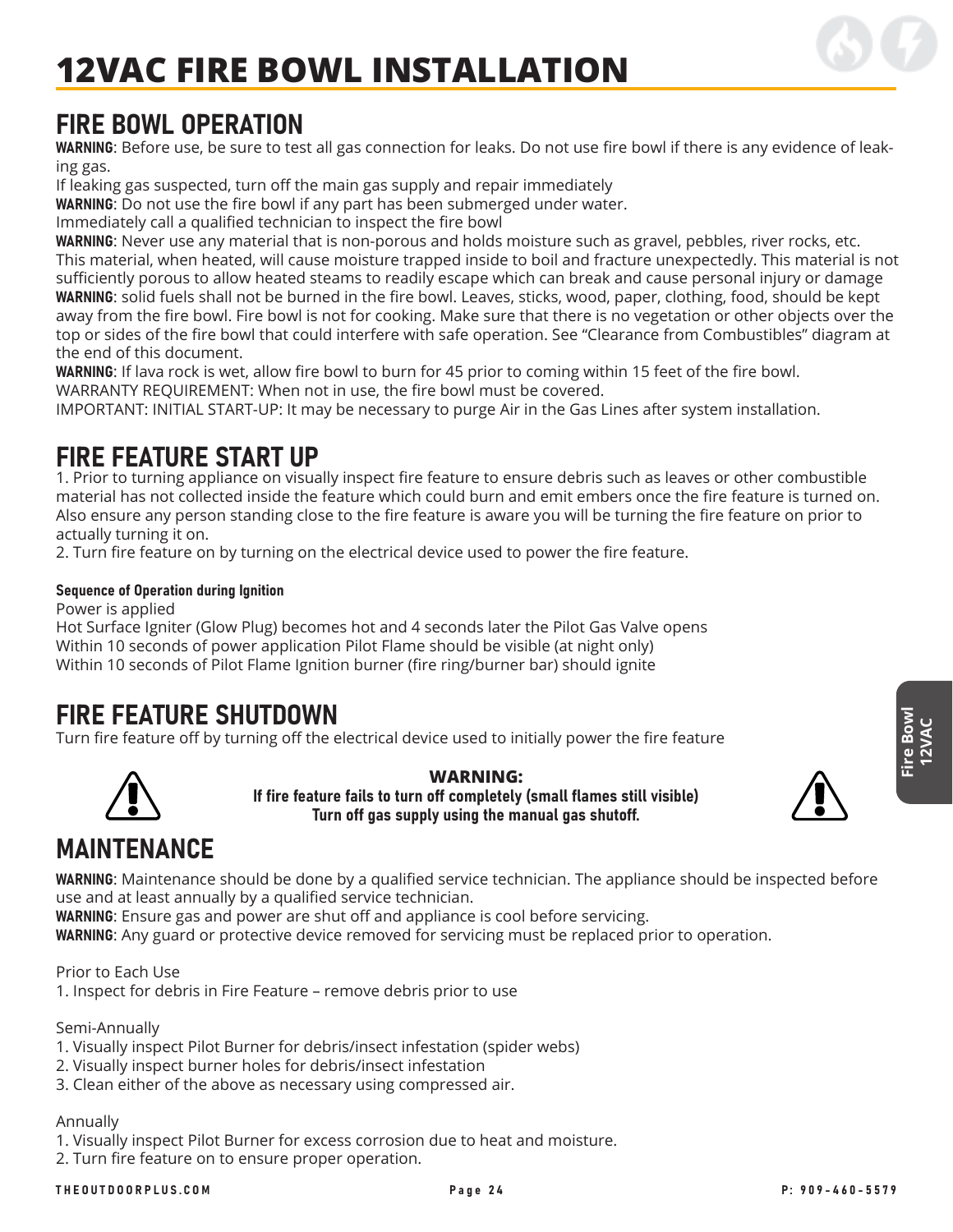# 12VAC FIRE BOWL INSTALLATION

## FIRE BOWL OPERATION

**WARNING**: Before use, be sure to test all gas connection for leaks. Do not use fire bowl if there is any evidence of leaking gas.
If leaking gas suspected, turn off the main gas supply and repair immediately
**WARNING**: Do not use the fire bowl if any part has been submerged under water.
Immediately call a qualified technician to inspect the fire bowl
**WARNING**: Never use any material that is non-porous and holds moisture such as gravel, pebbles, river rocks, etc. This material, when heated, will cause moisture trapped inside to boil and fracture unexpectedly. This material is not sufficiently porous to allow heated steams to readily escape which can break and cause personal injury or damage
**WARNING**: solid fuels shall not be burned in the fire bowl. Leaves, sticks, wood, paper, clothing, food, should be kept away from the fire bowl. Fire bowl is not for cooking. Make sure that there is no vegetation or other objects over the top or sides of the fire bowl that could interfere with safe operation. See "Clearance from Combustibles" diagram at the end of this document.
**WARNING**: If lava rock is wet, allow fire bowl to burn for 45 prior to coming within 15 feet of the fire bowl.
WARRANTY REQUIREMENT: When not in use, the fire bowl must be covered.
IMPORTANT: INITIAL START-UP: It may be necessary to purge Air in the Gas Lines after system installation.

## FIRE FEATURE START UP

1. Prior to turning appliance on visually inspect fire feature to ensure debris such as leaves or other combustible material has not collected inside the feature which could burn and emit embers once the fire feature is turned on. Also ensure any person standing close to the fire feature is aware you will be turning the fire feature on prior to actually turning it on.
2. Turn fire feature on by turning on the electrical device used to power the fire feature.

#### Sequence of Operation during Ignition

Power is applied
Hot Surface Igniter (Glow Plug) becomes hot and 4 seconds later the Pilot Gas Valve opens
Within 10 seconds of power application Pilot Flame should be visible (at night only)
Within 10 seconds of Pilot Flame Ignition burner (fire ring/burner bar) should ignite

## FIRE FEATURE SHUTDOWN

Turn fire feature off by turning off the electrical device used to initially power the fire feature

**WARNING:**
**If fire feature fails to turn off completely (small flames still visible)**
**Turn off gas supply using the manual gas shutoff.**

## MAINTENANCE

**WARNING**: Maintenance should be done by a qualified service technician. The appliance should be inspected before use and at least annually by a qualified service technician.
**WARNING**: Ensure gas and power are shut off and appliance is cool before servicing.
**WARNING**: Any guard or protective device removed for servicing must be replaced prior to operation.

Prior to Each Use
1. Inspect for debris in Fire Feature – remove debris prior to use

Semi-Annually
1. Visually inspect Pilot Burner for debris/insect infestation (spider webs)
2. Visually inspect burner holes for debris/insect infestation
3. Clean either of the above as necessary using compressed air.

Annually
1. Visually inspect Pilot Burner for excess corrosion due to heat and moisture.
2. Turn fire feature on to ensure proper operation.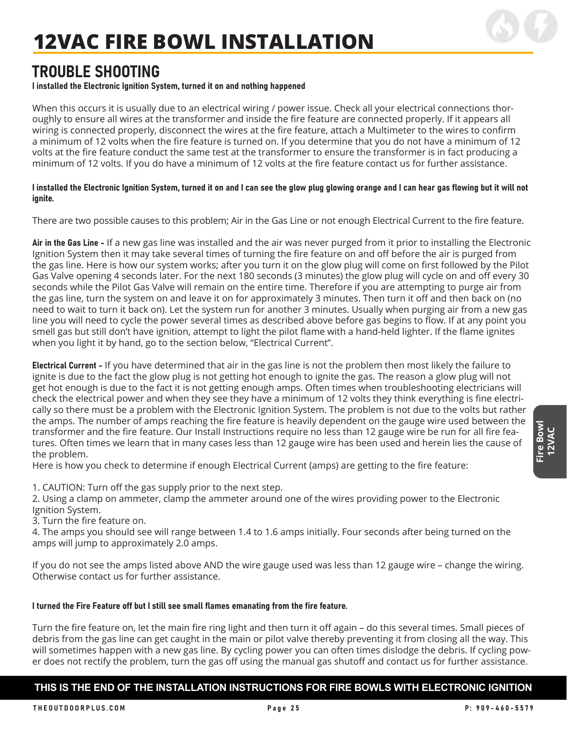# 12VAC FIRE BOWL INSTALLATION

## TROUBLE SHOOTING

**I installed the Electronic Ignition System, turned it on and nothing happened**

When this occurs it is usually due to an electrical wiring / power issue. Check all your electrical connections thoroughly to ensure all wires at the transformer and inside the fire feature are connected properly. If it appears all wiring is connected properly, disconnect the wires at the fire feature, attach a Multimeter to the wires to confirm a minimum of 12 volts when the fire feature is turned on. If you determine that you do not have a minimum of 12 volts at the fire feature conduct the same test at the transformer to ensure the transformer is in fact producing a minimum of 12 volts. If you do have a minimum of 12 volts at the fire feature contact us for further assistance.

**I installed the Electronic Ignition System, turned it on and I can see the glow plug glowing orange and I can hear gas flowing but it will not ignite.**

There are two possible causes to this problem; Air in the Gas Line or not enough Electrical Current to the fire feature.

**Air in the Gas Line -** If a new gas line was installed and the air was never purged from it prior to installing the Electronic Ignition System then it may take several times of turning the fire feature on and off before the air is purged from the gas line. Here is how our system works; after you turn it on the glow plug will come on first followed by the Pilot Gas Valve opening 4 seconds later. For the next 180 seconds (3 minutes) the glow plug will cycle on and off every 30 seconds while the Pilot Gas Valve will remain on the entire time. Therefore if you are attempting to purge air from the gas line, turn the system on and leave it on for approximately 3 minutes. Then turn it off and then back on (no need to wait to turn it back on). Let the system run for another 3 minutes. Usually when purging air from a new gas line you will need to cycle the power several times as described above before gas begins to flow. If at any point you smell gas but still don't have ignition, attempt to light the pilot flame with a hand-held lighter. If the flame ignites when you light it by hand, go to the section below, "Electrical Current".

**Electrical Current -** If you have determined that air in the gas line is not the problem then most likely the failure to ignite is due to the fact the glow plug is not getting hot enough to ignite the gas. The reason a glow plug will not get hot enough is due to the fact it is not getting enough amps. Often times when troubleshooting electricians will check the electrical power and when they see they have a minimum of 12 volts they think everything is fine electrically so there must be a problem with the Electronic Ignition System. The problem is not due to the volts but rather the amps. The number of amps reaching the fire feature is heavily dependent on the gauge wire used between the transformer and the fire feature. Our Install Instructions require no less than 12 gauge wire be run for all fire features. Often times we learn that in many cases less than 12 gauge wire has been used and herein lies the cause of the problem.
Here is how you check to determine if enough Electrical Current (amps) are getting to the fire feature:

1. CAUTION: Turn off the gas supply prior to the next step.
2. Using a clamp on ammeter, clamp the ammeter around one of the wires providing power to the Electronic Ignition System.
3. Turn the fire feature on.
4. The amps you should see will range between 1.4 to 1.6 amps initially. Four seconds after being turned on the amps will jump to approximately 2.0 amps.

If you do not see the amps listed above AND the wire gauge used was less than 12 gauge wire – change the wiring. Otherwise contact us for further assistance.

**I turned the Fire Feature off but I still see small flames emanating from the fire feature.**

Turn the fire feature on, let the main fire ring light and then turn it off again – do this several times. Small pieces of debris from the gas line can get caught in the main or pilot valve thereby preventing it from closing all the way. This will sometimes happen with a new gas line. By cycling power you can often times dislodge the debris. If cycling power does not rectify the problem, turn the gas off using the manual gas shutoff and contact us for further assistance.

**THIS IS THE END OF THE INSTALLATION INSTRUCTIONS FOR FIRE BOWLS WITH ELECTRONIC IGNITION**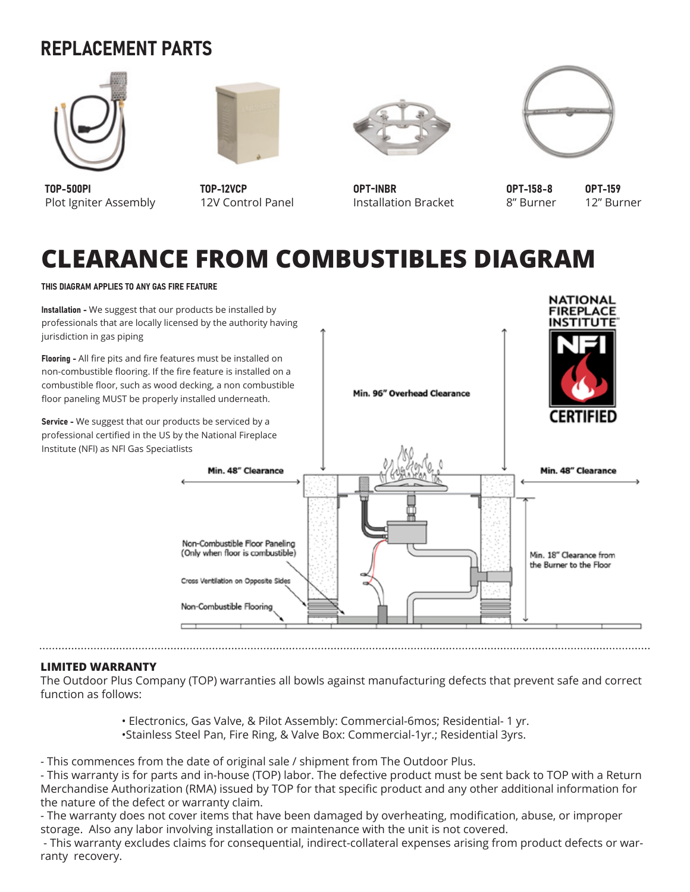## REPLACEMENT PARTS

**TOP-500PI**
Plot Igniter Assembly

**TOP-12VCP**
12V Control Panel

**OPT-INBR**
Installation Bracket

**OPT-158-8**
8" Burner

**OPT-159**
12" Burner

# CLEARANCE FROM COMBUSTIBLES DIAGRAM

**THIS DIAGRAM APPLIES TO ANY GAS FIRE FEATURE**

**Installation -** We suggest that our products be installed by professionals that are locally licensed by the authority having jurisdiction in gas piping

**Flooring -** All fire pits and fire features must be installed on non-combustible flooring. If the fire feature is installed on a combustible floor, such as wood decking, a non combustible floor paneling MUST be properly installed underneath.

**Service -** We suggest that our products be serviced by a professional certified in the US by the National Fireplace Institute (NFI) as NFI Gas Speciatlists

NATIONAL FIREPLACE INSTITUTE
NFI
CERTIFIED

Min. 96" Overhead Clearance

Min. 48" Clearance

Min. 48" Clearance

Non-Combustible Floor Paneling (Only when floor is combustible)

Cross Ventilation on Opposite Sides

Non-Combustible Flooring

Min. 18" Clearance from the Burner to the Floor

**LIMITED WARRANTY**

The Outdoor Plus Company (TOP) warranties all bowls against manufacturing defects that prevent safe and correct function as follows:

- Electronics, Gas Valve, & Pilot Assembly: Commercial-6mos; Residential- 1 yr.
- Stainless Steel Pan, Fire Ring, & Valve Box: Commercial-1yr.; Residential 3yrs.

- This commences from the date of original sale / shipment from The Outdoor Plus.
- This warranty is for parts and in-house (TOP) labor. The defective product must be sent back to TOP with a Return Merchandise Authorization (RMA) issued by TOP for that specific product and any other additional information for the nature of the defect or warranty claim.
- The warranty does not cover items that have been damaged by overheating, modification, abuse, or improper storage. Also any labor involving installation or maintenance with the unit is not covered.
- This warranty excludes claims for consequential, indirect-collateral expenses arising from product defects or warranty recovery.